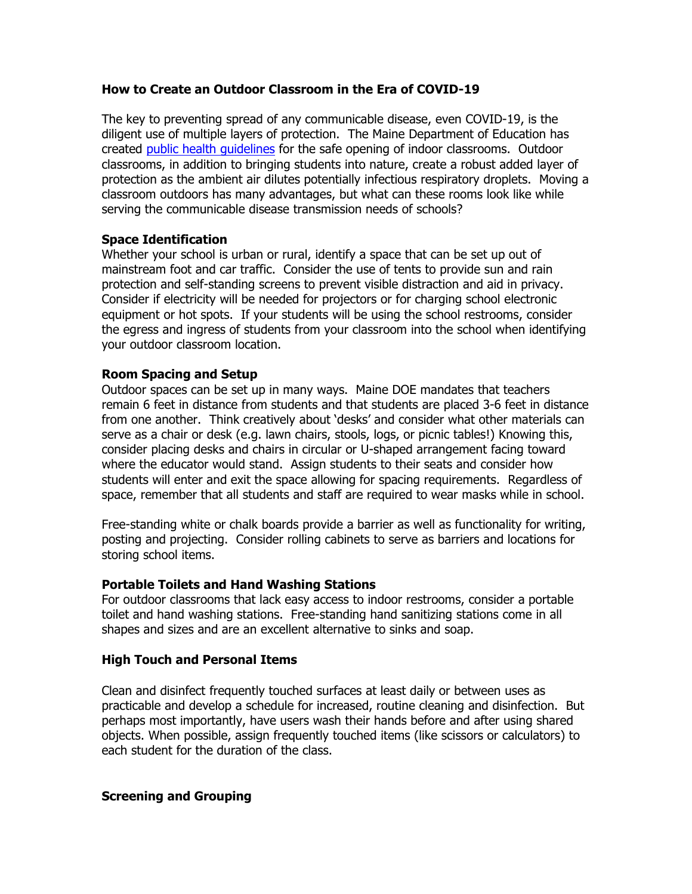# How to Create an Outdoor Classroom in the Era of COVID-19

The key to preventing spread of any communicable disease, even COVID-19, is the diligent use of multiple layers of protection. The Maine Department of Education has created public health guidelines for the safe opening of indoor classrooms. Outdoor classrooms, in addition to bringing students into nature, create a robust added layer of protection as the ambient air dilutes potentially infectious respiratory droplets. Moving a classroom outdoors has many advantages, but what can these rooms look like while serving the communicable disease transmission needs of schools?

## Space Identification

Whether your school is urban or rural, identify a space that can be set up out of mainstream foot and car traffic. Consider the use of tents to provide sun and rain protection and self-standing screens to prevent visible distraction and aid in privacy. Consider if electricity will be needed for projectors or for charging school electronic equipment or hot spots. If your students will be using the school restrooms, consider the egress and ingress of students from your classroom into the school when identifying your outdoor classroom location.

## Room Spacing and Setup

Outdoor spaces can be set up in many ways. Maine DOE mandates that teachers remain 6 feet in distance from students and that students are placed 3-6 feet in distance from one another. Think creatively about 'desks' and consider what other materials can serve as a chair or desk (e.g. lawn chairs, stools, logs, or picnic tables!) Knowing this, consider placing desks and chairs in circular or U-shaped arrangement facing toward where the educator would stand. Assign students to their seats and consider how students will enter and exit the space allowing for spacing requirements. Regardless of space, remember that all students and staff are required to wear masks while in school.

Free-standing white or chalk boards provide a barrier as well as functionality for writing, posting and projecting. Consider rolling cabinets to serve as barriers and locations for storing school items.

## Portable Toilets and Hand Washing Stations

For outdoor classrooms that lack easy access to indoor restrooms, consider a portable toilet and hand washing stations. Free-standing hand sanitizing stations come in all shapes and sizes and are an excellent alternative to sinks and soap.

## High Touch and Personal Items

Clean and disinfect frequently touched surfaces at least daily or between uses as practicable and develop a schedule for increased, routine cleaning and disinfection. But perhaps most importantly, have users wash their hands before and after using shared objects. When possible, assign frequently touched items (like scissors or calculators) to each student for the duration of the class.

## Screening and Grouping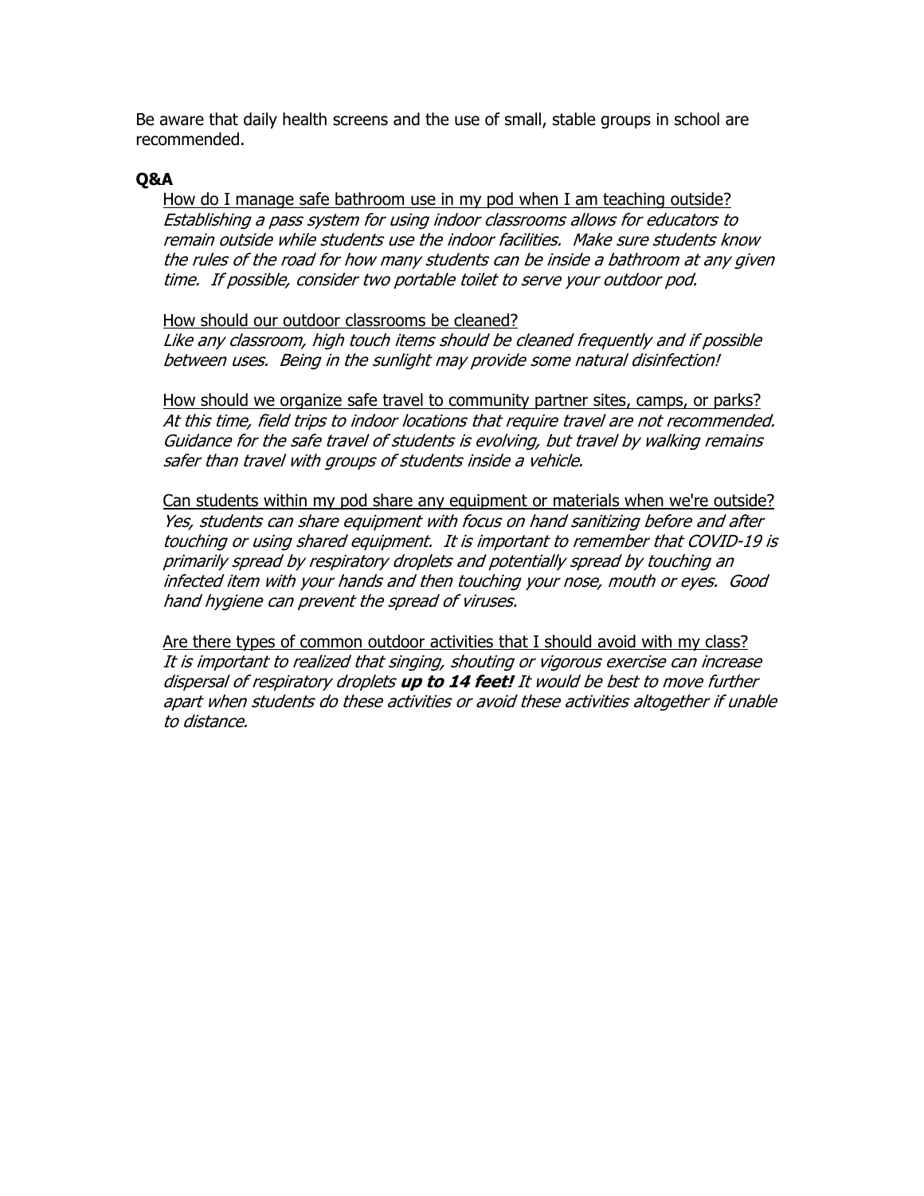Be aware that daily health screens and the use of small, stable groups in school are recommended.

**Q&A**

How do I manage safe bathroom use in my pod when I am teaching outside?
*Establishing a pass system for using indoor classrooms allows for educators to remain outside while students use the indoor facilities. Make sure students know the rules of the road for how many students can be inside a bathroom at any given time. If possible, consider two portable toilet to serve your outdoor pod.*

How should our outdoor classrooms be cleaned?
*Like any classroom, high touch items should be cleaned frequently and if possible between uses. Being in the sunlight may provide some natural disinfection!*

How should we organize safe travel to community partner sites, camps, or parks?
*At this time, field trips to indoor locations that require travel are not recommended. Guidance for the safe travel of students is evolving, but travel by walking remains safer than travel with groups of students inside a vehicle.*

Can students within my pod share any equipment or materials when we're outside?
*Yes, students can share equipment with focus on hand sanitizing before and after touching or using shared equipment. It is important to remember that COVID-19 is primarily spread by respiratory droplets and potentially spread by touching an infected item with your hands and then touching your nose, mouth or eyes. Good hand hygiene can prevent the spread of viruses.*

Are there types of common outdoor activities that I should avoid with my class?
*It is important to realized that singing, shouting or vigorous exercise can increase dispersal of respiratory droplets* ***up to 14 feet!*** *It would be best to move further apart when students do these activities or avoid these activities altogether if unable to distance.*